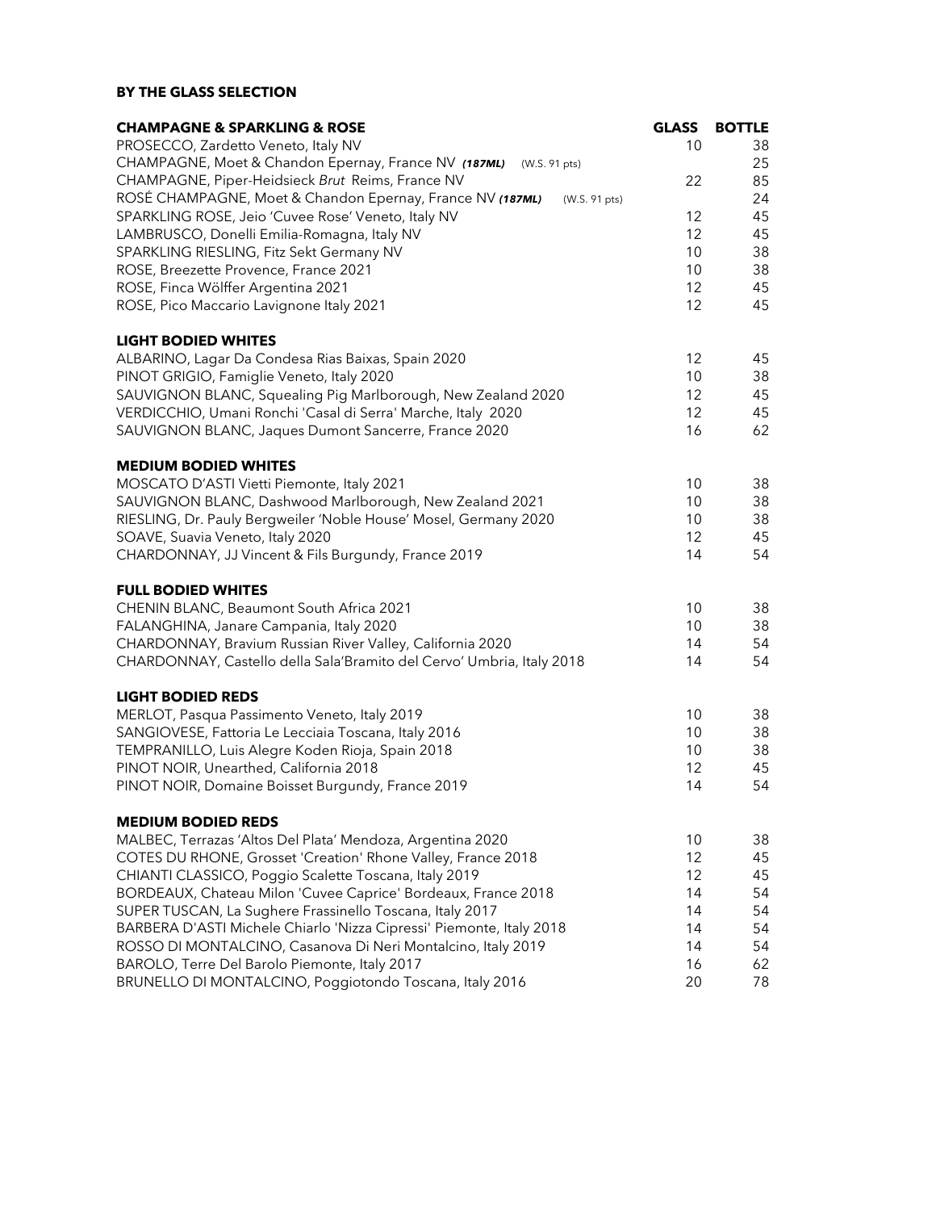## BY THE GLASS SELECTION

| **CHAMPAGNE & SPARKLING & ROSE** | **GLASS** | **BOTTLE** |
|---|---|---|
| PROSECCO, Zardetto Veneto, Italy NV | 10 | 38 |
| CHAMPAGNE, Moet & Chandon Epernay, France NV ***(187ML)*** (W.S. 91 pts) | | 25 |
| CHAMPAGNE, Piper-Heidsieck *Brut* Reims, France NV | 22 | 85 |
| ROSÉ CHAMPAGNE, Moet & Chandon Epernay, France NV ***(187ML)*** (W.S. 91 pts) | | 24 |
| SPARKLING ROSE, Jeio 'Cuvee Rose' Veneto, Italy NV | 12 | 45 |
| LAMBRUSCO, Donelli Emilia-Romagna, Italy NV | 12 | 45 |
| SPARKLING RIESLING, Fitz Sekt Germany NV | 10 | 38 |
| ROSE, Breezette Provence, France 2021 | 10 | 38 |
| ROSE, Finca Wölffer Argentina 2021 | 12 | 45 |
| ROSE, Pico Maccario Lavignone Italy 2021 | 12 | 45 |

| **LIGHT BODIED WHITES** | | |
|---|---|---|
| ALBARINO, Lagar Da Condesa Rias Baixas, Spain 2020 | 12 | 45 |
| PINOT GRIGIO, Famiglie Veneto, Italy 2020 | 10 | 38 |
| SAUVIGNON BLANC, Squealing Pig Marlborough, New Zealand 2020 | 12 | 45 |
| VERDICCHIO, Umani Ronchi 'Casal di Serra' Marche, Italy 2020 | 12 | 45 |
| SAUVIGNON BLANC, Jaques Dumont Sancerre, France 2020 | 16 | 62 |

| **MEDIUM BODIED WHITES** | | |
|---|---|---|
| MOSCATO D'ASTI Vietti Piemonte, Italy 2021 | 10 | 38 |
| SAUVIGNON BLANC, Dashwood Marlborough, New Zealand 2021 | 10 | 38 |
| RIESLING, Dr. Pauly Bergweiler 'Noble House' Mosel, Germany 2020 | 10 | 38 |
| SOAVE, Suavia Veneto, Italy 2020 | 12 | 45 |
| CHARDONNAY, JJ Vincent & Fils Burgundy, France 2019 | 14 | 54 |

| **FULL BODIED WHITES** | | |
|---|---|---|
| CHENIN BLANC, Beaumont South Africa 2021 | 10 | 38 |
| FALANGHINA, Janare Campania, Italy 2020 | 10 | 38 |
| CHARDONNAY, Bravium Russian River Valley, California 2020 | 14 | 54 |
| CHARDONNAY, Castello della Sala'Bramito del Cervo' Umbria, Italy 2018 | 14 | 54 |

| **LIGHT BODIED REDS** | | |
|---|---|---|
| MERLOT, Pasqua Passimento Veneto, Italy 2019 | 10 | 38 |
| SANGIOVESE, Fattoria Le Lecciaia Toscana, Italy 2016 | 10 | 38 |
| TEMPRANILLO, Luis Alegre Koden Rioja, Spain 2018 | 10 | 38 |
| PINOT NOIR, Unearthed, California 2018 | 12 | 45 |
| PINOT NOIR, Domaine Boisset Burgundy, France 2019 | 14 | 54 |

| **MEDIUM BODIED REDS** | | |
|---|---|---|
| MALBEC, Terrazas 'Altos Del Plata' Mendoza, Argentina 2020 | 10 | 38 |
| COTES DU RHONE, Grosset 'Creation' Rhone Valley, France 2018 | 12 | 45 |
| CHIANTI CLASSICO, Poggio Scalette Toscana, Italy 2019 | 12 | 45 |
| BORDEAUX, Chateau Milon 'Cuvee Caprice' Bordeaux, France 2018 | 14 | 54 |
| SUPER TUSCAN, La Sughere Frassinello Toscana, Italy 2017 | 14 | 54 |
| BARBERA D'ASTI Michele Chiarlo 'Nizza Cipressi' Piemonte, Italy 2018 | 14 | 54 |
| ROSSO DI MONTALCINO, Casanova Di Neri Montalcino, Italy 2019 | 14 | 54 |
| BAROLO, Terre Del Barolo Piemonte, Italy 2017 | 16 | 62 |
| BRUNELLO DI MONTALCINO, Poggiotondo Toscana, Italy 2016 | 20 | 78 |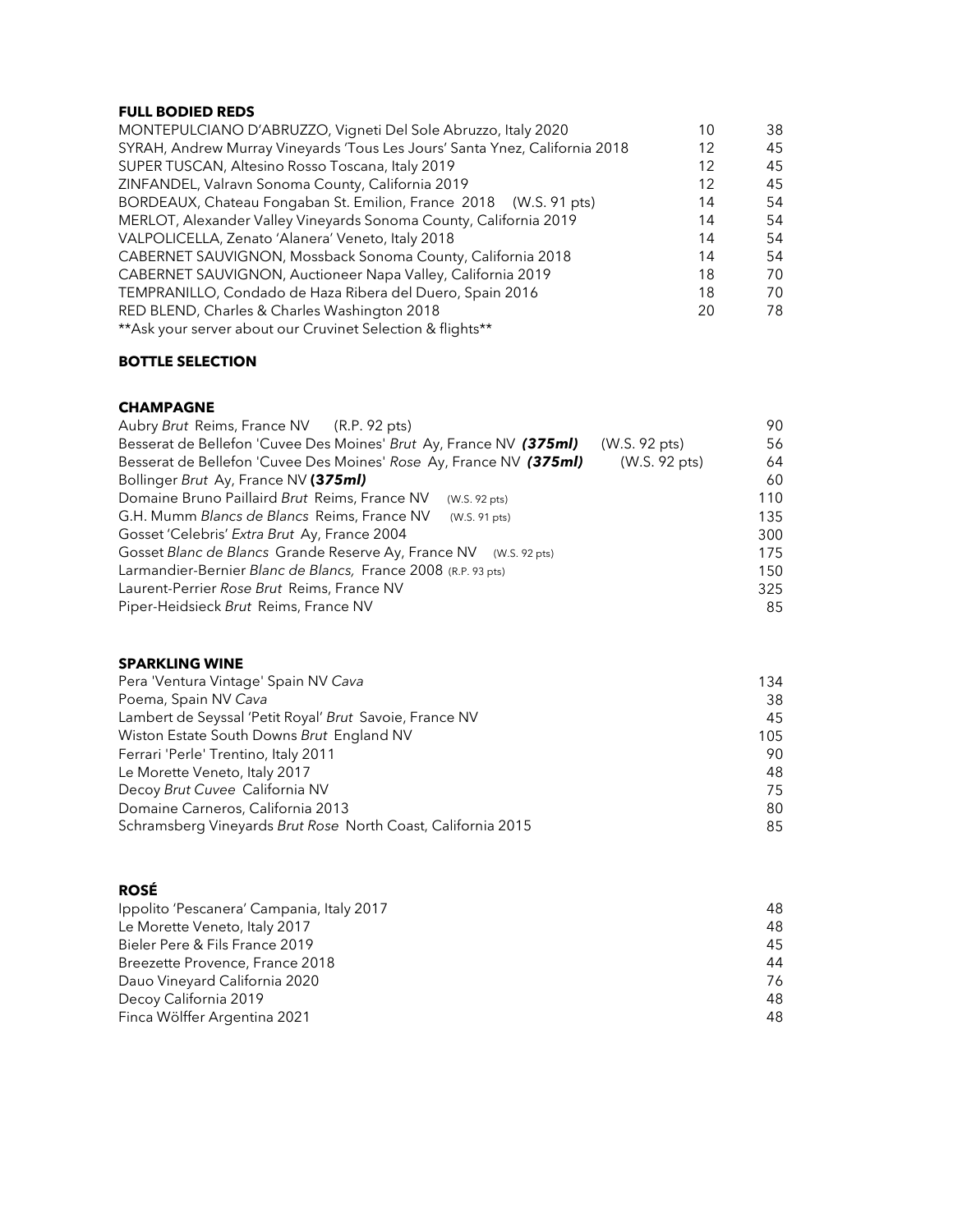**FULL BODIED REDS**

| | Glass | Bottle |
|---|---|---|
| MONTEPULCIANO D'ABRUZZO, Vigneti Del Sole Abruzzo, Italy 2020 | 10 | 38 |
| SYRAH, Andrew Murray Vineyards 'Tous Les Jours' Santa Ynez, California 2018 | 12 | 45 |
| SUPER TUSCAN, Altesino Rosso Toscana, Italy 2019 | 12 | 45 |
| ZINFANDEL, Valravn Sonoma County, California 2019 | 12 | 45 |
| BORDEAUX, Chateau Fongaban St. Emilion, France 2018 (W.S. 91 pts) | 14 | 54 |
| MERLOT, Alexander Valley Vineyards Sonoma County, California 2019 | 14 | 54 |
| VALPOLICELLA, Zenato 'Alanera' Veneto, Italy 2018 | 14 | 54 |
| CABERNET SAUVIGNON, Mossback Sonoma County, California 2018 | 14 | 54 |
| CABERNET SAUVIGNON, Auctioneer Napa Valley, California 2019 | 18 | 70 |
| TEMPRANILLO, Condado de Haza Ribera del Duero, Spain 2016 | 18 | 70 |
| RED BLEND, Charles & Charles Washington 2018 | 20 | 78 |

**Ask your server about our Cruvinet Selection & flights**

**BOTTLE SELECTION**

**CHAMPAGNE**

| | |
|---|---|
| Aubry *Brut* Reims, France NV (R.P. 92 pts) | 90 |
| Besserat de Bellefon 'Cuvee Des Moines' *Brut* Ay, France NV ***(375ml)*** (W.S. 92 pts) | 56 |
| Besserat de Bellefon 'Cuvee Des Moines' *Rose* Ay, France NV ***(375ml)*** (W.S. 92 pts) | 64 |
| Bollinger *Brut* Ay, France NV ***(375ml)*** | 60 |
| Domaine Bruno Paillaird *Brut* Reims, France NV (W.S. 92 pts) | 110 |
| G.H. Mumm *Blancs de Blancs* Reims, France NV (W.S. 91 pts) | 135 |
| Gosset 'Celebris' *Extra Brut* Ay, France 2004 | 300 |
| Gosset *Blanc de Blancs* Grande Reserve Ay, France NV (W.S. 92 pts) | 175 |
| Larmandier-Bernier *Blanc de Blancs,* France 2008 (R.P. 93 pts) | 150 |
| Laurent-Perrier *Rose Brut* Reims, France NV | 325 |
| Piper-Heidsieck *Brut* Reims, France NV | 85 |

**SPARKLING WINE**

| | |
|---|---|
| Pera 'Ventura Vintage' Spain NV *Cava* | 134 |
| Poema, Spain NV *Cava* | 38 |
| Lambert de Seyssal 'Petit Royal' *Brut* Savoie, France NV | 45 |
| Wiston Estate South Downs *Brut* England NV | 105 |
| Ferrari 'Perle' Trentino, Italy 2011 | 90 |
| Le Morette Veneto, Italy 2017 | 48 |
| Decoy *Brut Cuvee* California NV | 75 |
| Domaine Carneros, California 2013 | 80 |
| Schramsberg Vineyards *Brut Rose* North Coast, California 2015 | 85 |

**ROSÉ**

| | |
|---|---|
| Ippolito 'Pescanera' Campania, Italy 2017 | 48 |
| Le Morette Veneto, Italy 2017 | 48 |
| Bieler Pere & Fils France 2019 | 45 |
| Breezette Provence, France 2018 | 44 |
| Dauo Vineyard California 2020 | 76 |
| Decoy California 2019 | 48 |
| Finca Wölffer Argentina 2021 | 48 |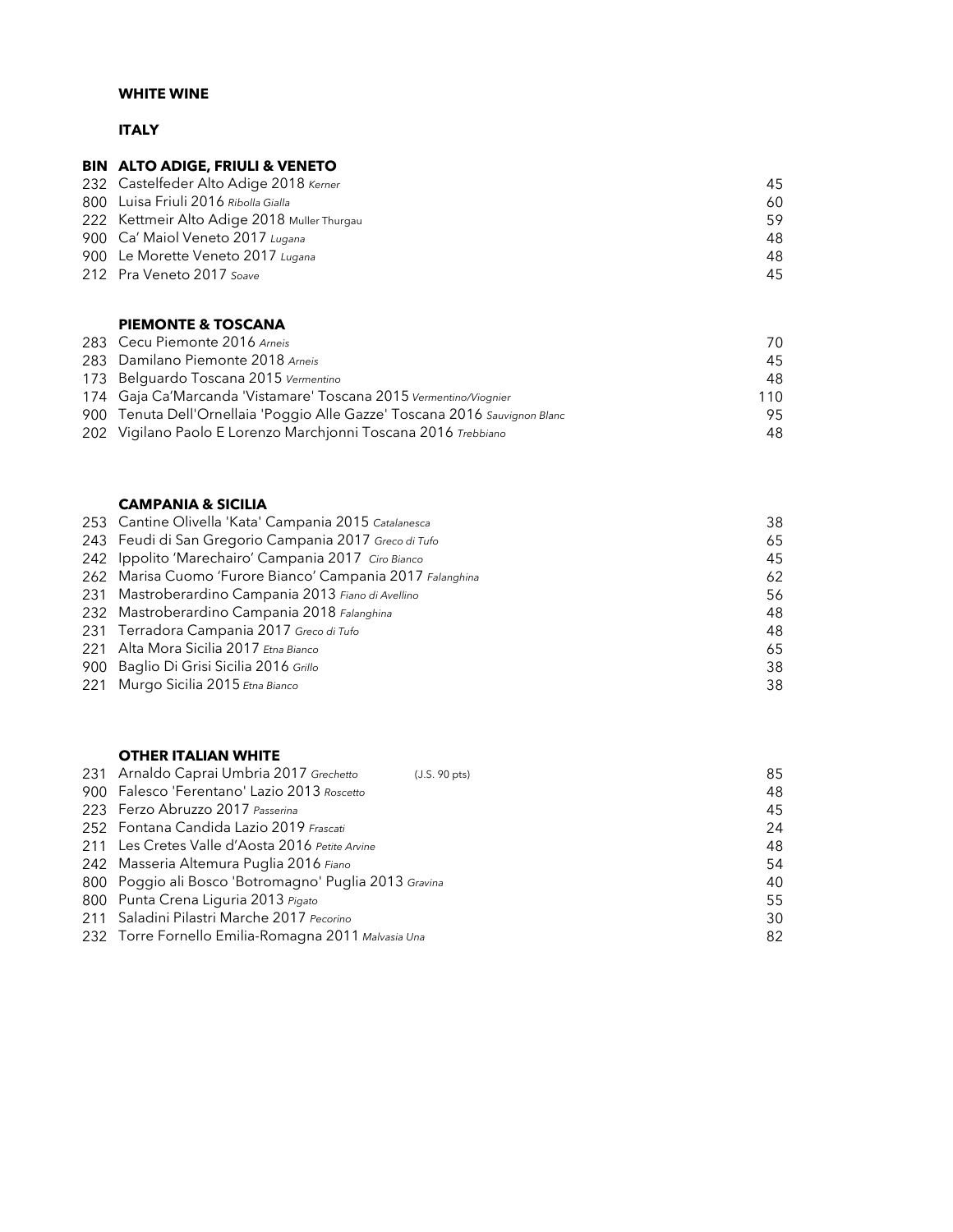## WHITE WINE

### ITALY

| BIN | ALTO ADIGE, FRIULI & VENETO | |
|---|---|---|
| 232 | Castelfeder Alto Adige 2018 *Kerner* | 45 |
| 800 | Luisa Friuli 2016 *Ribolla Gialla* | 60 |
| 222 | Kettmeir Alto Adige 2018 Muller Thurgau | 59 |
| 900 | Ca' Maiol Veneto 2017 *Lugana* | 48 |
| 900 | Le Morette Veneto 2017 *Lugana* | 48 |
| 212 | Pra Veneto 2017 *Soave* | 45 |

| | PIEMONTE & TOSCANA | |
|---|---|---|
| 283 | Cecu Piemonte 2016 *Arneis* | 70 |
| 283 | Damilano Piemonte 2018 *Arneis* | 45 |
| 173 | Belguardo Toscana 2015 *Vermentino* | 48 |
| 174 | Gaja Ca'Marcanda 'Vistamare' Toscana 2015 *Vermentino/Viognier* | 110 |
| 900 | Tenuta Dell'Ornellaia 'Poggio Alle Gazze' Toscana 2016 *Sauvignon Blanc* | 95 |
| 202 | Vigilano Paolo E Lorenzo Marchjonni Toscana 2016 *Trebbiano* | 48 |

| | CAMPANIA & SICILIA | |
|---|---|---|
| 253 | Cantine Olivella 'Kata' Campania 2015 *Catalanesca* | 38 |
| 243 | Feudi di San Gregorio Campania 2017 *Greco di Tufo* | 65 |
| 242 | Ippolito 'Marechairo' Campania 2017 *Ciro Bianco* | 45 |
| 262 | Marisa Cuomo 'Furore Bianco' Campania 2017 *Falanghina* | 62 |
| 231 | Mastroberardino Campania 2013 *Fiano di Avellino* | 56 |
| 232 | Mastroberardino Campania 2018 *Falanghina* | 48 |
| 231 | Terradora Campania 2017 *Greco di Tufo* | 48 |
| 221 | Alta Mora Sicilia 2017 *Etna Bianco* | 65 |
| 900 | Baglio Di Grisi Sicilia 2016 *Grillo* | 38 |
| 221 | Murgo Sicilia 2015 *Etna Bianco* | 38 |

| | OTHER ITALIAN WHITE | |
|---|---|---|
| 231 | Arnaldo Caprai Umbria 2017 *Grechetto* (J.S. 90 pts) | 85 |
| 900 | Falesco 'Ferentano' Lazio 2013 *Roscetto* | 48 |
| 223 | Ferzo Abruzzo 2017 *Passerina* | 45 |
| 252 | Fontana Candida Lazio 2019 *Frascati* | 24 |
| 211 | Les Cretes Valle d'Aosta 2016 *Petite Arvine* | 48 |
| 242 | Masseria Altemura Puglia 2016 *Fiano* | 54 |
| 800 | Poggio ali Bosco 'Botromagno' Puglia 2013 *Gravina* | 40 |
| 800 | Punta Crena Liguria 2013 *Pigato* | 55 |
| 211 | Saladini Pilastri Marche 2017 *Pecorino* | 30 |
| 232 | Torre Fornello Emilia-Romagna 2011 *Malvasia Una* | 82 |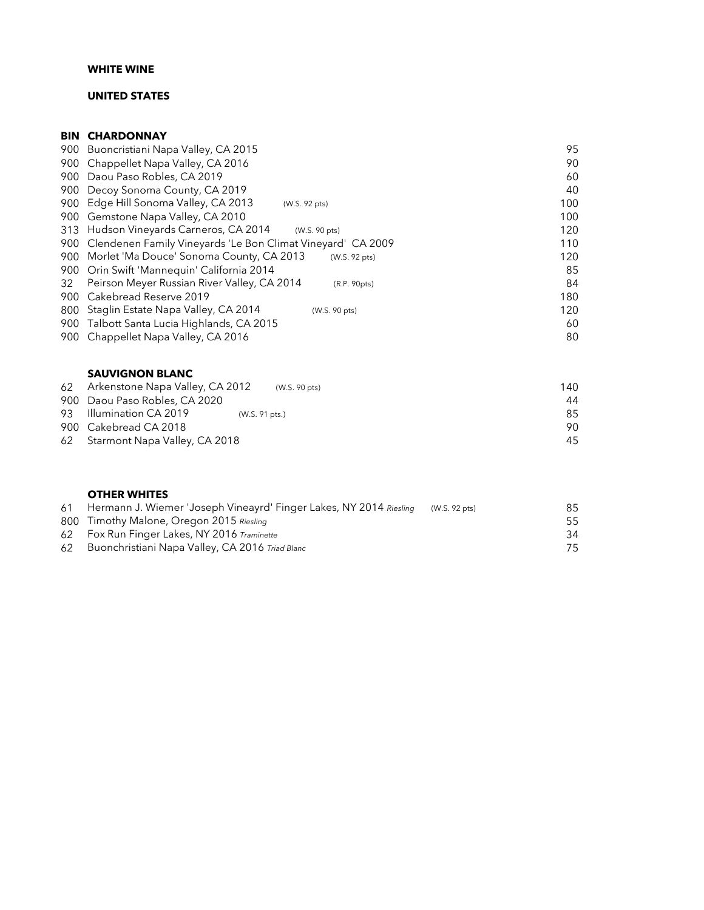## WHITE WINE

### UNITED STATES

| BIN | CHARDONNAY | | |
|---|---|---|---|
| 900 | Buoncristiani Napa Valley, CA 2015 | | 95 |
| 900 | Chappellet Napa Valley, CA 2016 | | 90 |
| 900 | Daou Paso Robles, CA 2019 | | 60 |
| 900 | Decoy Sonoma County, CA 2019 | | 40 |
| 900 | Edge Hill Sonoma Valley, CA 2013 | (W.S. 92 pts) | 100 |
| 900 | Gemstone Napa Valley, CA 2010 | | 100 |
| 313 | Hudson Vineyards Carneros, CA 2014 | (W.S. 90 pts) | 120 |
| 900 | Clendenen Family Vineyards 'Le Bon Climat Vineyard' CA 2009 | | 110 |
| 900 | Morlet 'Ma Douce' Sonoma County, CA 2013 | (W.S. 92 pts) | 120 |
| 900 | Orin Swift 'Mannequin' California 2014 | | 85 |
| 32 | Peirson Meyer Russian River Valley, CA 2014 | (R.P. 90pts) | 84 |
| 900 | Cakebread Reserve 2019 | | 180 |
| 800 | Staglin Estate Napa Valley, CA 2014 | (W.S. 90 pts) | 120 |
| 900 | Talbott Santa Lucia Highlands, CA 2015 | | 60 |
| 900 | Chappellet Napa Valley, CA 2016 | | 80 |

| | SAUVIGNON BLANC | | |
|---|---|---|---|
| 62 | Arkenstone Napa Valley, CA 2012 | (W.S. 90 pts) | 140 |
| 900 | Daou Paso Robles, CA 2020 | | 44 |
| 93 | Illumination CA 2019 | (W.S. 91 pts.) | 85 |
| 900 | Cakebread CA 2018 | | 90 |
| 62 | Starmont Napa Valley, CA 2018 | | 45 |

| | OTHER WHITES | | |
|---|---|---|---|
| 61 | Hermann J. Wiemer 'Joseph Vineayrd' Finger Lakes, NY 2014 *Riesling* | (W.S. 92 pts) | 85 |
| 800 | Timothy Malone, Oregon 2015 *Riesling* | | 55 |
| 62 | Fox Run Finger Lakes, NY 2016 *Traminette* | | 34 |
| 62 | Buonchristiani Napa Valley, CA 2016 *Triad Blanc* | | 75 |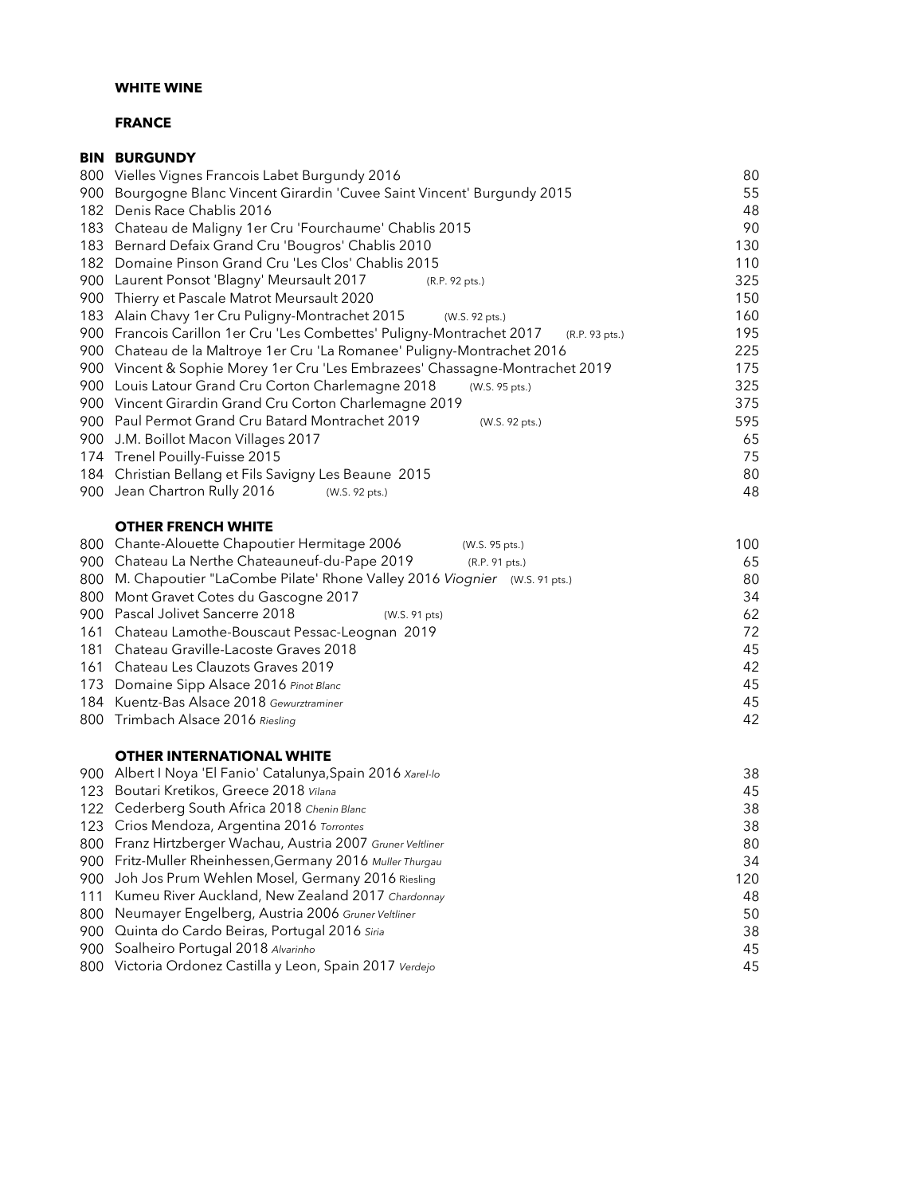**WHITE WINE**

**FRANCE**

| BIN | BURGUNDY | |
|---|---|---|
| 800 | Vielles Vignes Francois Labet Burgundy 2016 | 80 |
| 900 | Bourgogne Blanc Vincent Girardin 'Cuvee Saint Vincent' Burgundy 2015 | 55 |
| 182 | Denis Race Chablis 2016 | 48 |
| 183 | Chateau de Maligny 1er Cru 'Fourchaume' Chablis 2015 | 90 |
| 183 | Bernard Defaix Grand Cru 'Bougros' Chablis 2010 | 130 |
| 182 | Domaine Pinson Grand Cru 'Les Clos' Chablis 2015 | 110 |
| 900 | Laurent Ponsot 'Blagny' Meursault 2017 (R.P. 92 pts.) | 325 |
| 900 | Thierry et Pascale Matrot Meursault 2020 | 150 |
| 183 | Alain Chavy 1er Cru Puligny-Montrachet 2015 (W.S. 92 pts.) | 160 |
| 900 | Francois Carillon 1er Cru 'Les Combettes' Puligny-Montrachet 2017 (R.P. 93 pts.) | 195 |
| 900 | Chateau de la Maltroye 1er Cru 'La Romanee' Puligny-Montrachet 2016 | 225 |
| 900 | Vincent & Sophie Morey 1er Cru 'Les Embrazees' Chassagne-Montrachet 2019 | 175 |
| 900 | Louis Latour Grand Cru Corton Charlemagne 2018 (W.S. 95 pts.) | 325 |
| 900 | Vincent Girardin Grand Cru Corton Charlemagne 2019 | 375 |
| 900 | Paul Permot Grand Cru Batard Montrachet 2019 (W.S. 92 pts.) | 595 |
| 900 | J.M. Boillot Macon Villages 2017 | 65 |
| 174 | Trenel Pouilly-Fuisse 2015 | 75 |
| 184 | Christian Bellang et Fils Savigny Les Beaune 2015 | 80 |
| 900 | Jean Chartron Rully 2016 (W.S. 92 pts.) | 48 |

**OTHER FRENCH WHITE**

| | | |
|---|---|---|
| 800 | Chante-Alouette Chapoutier Hermitage 2006 (W.S. 95 pts.) | 100 |
| 900 | Chateau La Nerthe Chateauneuf-du-Pape 2019 (R.P. 91 pts.) | 65 |
| 800 | M. Chapoutier "LaCombe Pilate" Rhone Valley 2016 *Viognier* (W.S. 91 pts.) | 80 |
| 800 | Mont Gravet Cotes du Gascogne 2017 | 34 |
| 900 | Pascal Jolivet Sancerre 2018 (W.S. 91 pts) | 62 |
| 161 | Chateau Lamothe-Bouscaut Pessac-Leognan 2019 | 72 |
| 181 | Chateau Graville-Lacoste Graves 2018 | 45 |
| 161 | Chateau Les Clauzots Graves 2019 | 42 |
| 173 | Domaine Sipp Alsace 2016 *Pinot Blanc* | 45 |
| 184 | Kuentz-Bas Alsace 2018 *Gewurztraminer* | 45 |
| 800 | Trimbach Alsace 2016 *Riesling* | 42 |

**OTHER INTERNATIONAL WHITE**

| | | |
|---|---|---|
| 900 | Albert I Noya 'El Fanio' Catalunya,Spain 2016 *Xarel-lo* | 38 |
| 123 | Boutari Kretikos, Greece 2018 *Vilana* | 45 |
| 122 | Cederberg South Africa 2018 *Chenin Blanc* | 38 |
| 123 | Crios Mendoza, Argentina 2016 *Torrontes* | 38 |
| 800 | Franz Hirtzberger Wachau, Austria 2007 *Gruner Veltliner* | 80 |
| 900 | Fritz-Muller Rheinhessen,Germany 2016 *Muller Thurgau* | 34 |
| 900 | Joh Jos Prum Wehlen Mosel, Germany 2016 Riesling | 120 |
| 111 | Kumeu River Auckland, New Zealand 2017 *Chardonnay* | 48 |
| 800 | Neumayer Engelberg, Austria 2006 *Gruner Veltliner* | 50 |
| 900 | Quinta do Cardo Beiras, Portugal 2016 *Siria* | 38 |
| 900 | Soalheiro Portugal 2018 *Alvarinho* | 45 |
| 800 | Victoria Ordonez Castilla y Leon, Spain 2017 *Verdejo* | 45 |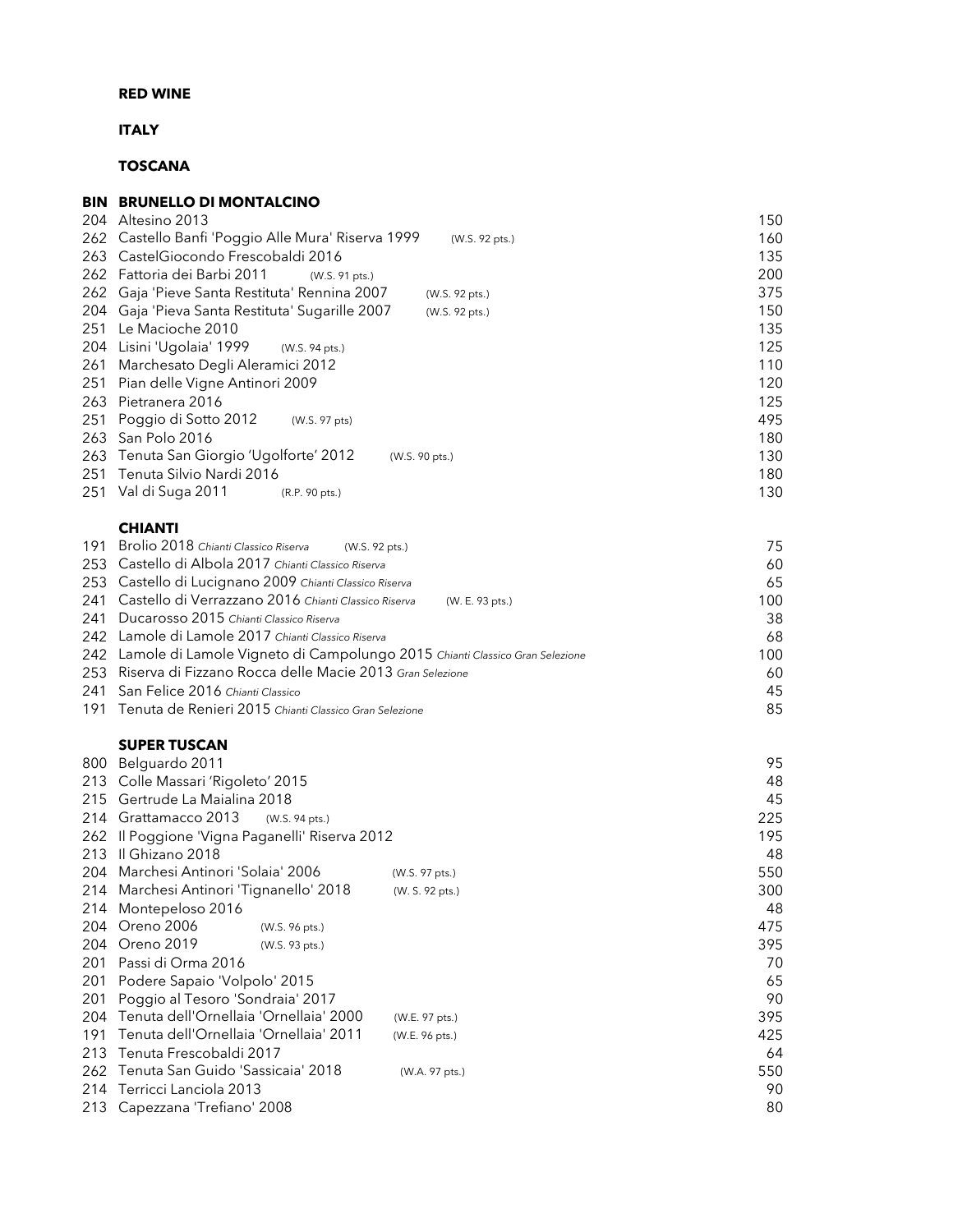**RED WINE**

**ITALY**

**TOSCANA**

| BIN | BRUNELLO DI MONTALCINO | | |
|---|---|---|---|
| 204 | Altesino 2013 | | 150 |
| 262 | Castello Banfi 'Poggio Alle Mura' Riserva 1999 | (W.S. 92 pts.) | 160 |
| 263 | CastelGiocondo Frescobaldi 2016 | | 135 |
| 262 | Fattoria dei Barbi 2011 | (W.S. 91 pts.) | 200 |
| 262 | Gaja 'Pieve Santa Restituta' Rennina 2007 | (W.S. 92 pts.) | 375 |
| 204 | Gaja 'Pieva Santa Restituta' Sugarille 2007 | (W.S. 92 pts.) | 150 |
| 251 | Le Macioche 2010 | | 135 |
| 204 | Lisini 'Ugolaia' 1999 | (W.S. 94 pts.) | 125 |
| 261 | Marchesato Degli Aleramici 2012 | | 110 |
| 251 | Pian delle Vigne Antinori 2009 | | 120 |
| 263 | Pietranera 2016 | | 125 |
| 251 | Poggio di Sotto 2012 | (W.S. 97 pts) | 495 |
| 263 | San Polo 2016 | | 180 |
| 263 | Tenuta San Giorgio 'Ugolforte' 2012 | (W.S. 90 pts.) | 130 |
| 251 | Tenuta Silvio Nardi 2016 | | 180 |
| 251 | Val di Suga 2011 | (R.P. 90 pts.) | 130 |

| | CHIANTI | | |
|---|---|---|---|
| 191 | Brolio 2018 *Chianti Classico Riserva* | (W.S. 92 pts.) | 75 |
| 253 | Castello di Albola 2017 *Chianti Classico Riserva* | | 60 |
| 253 | Castello di Lucignano 2009 *Chianti Classico Riserva* | | 65 |
| 241 | Castello di Verrazzano 2016 *Chianti Classico Riserva* | (W. E. 93 pts.) | 100 |
| 241 | Ducarosso 2015 *Chianti Classico Riserva* | | 38 |
| 242 | Lamole di Lamole 2017 *Chianti Classico Riserva* | | 68 |
| 242 | Lamole di Lamole Vigneto di Campolungo 2015 *Chianti Classico Gran Selezione* | | 100 |
| 253 | Riserva di Fizzano Rocca delle Macie 2013 *Gran Selezione* | | 60 |
| 241 | San Felice 2016 *Chianti Classico* | | 45 |
| 191 | Tenuta de Renieri 2015 *Chianti Classico Gran Selezione* | | 85 |

| | SUPER TUSCAN | | |
|---|---|---|---|
| 800 | Belguardo 2011 | | 95 |
| 213 | Colle Massari 'Rigoleto' 2015 | | 48 |
| 215 | Gertrude La Maialina 2018 | | 45 |
| 214 | Grattamacco 2013 | (W.S. 94 pts.) | 225 |
| 262 | Il Poggione 'Vigna Paganelli' Riserva 2012 | | 195 |
| 213 | Il Ghizano 2018 | | 48 |
| 204 | Marchesi Antinori 'Solaia' 2006 | (W.S. 97 pts.) | 550 |
| 214 | Marchesi Antinori 'Tignanello' 2018 | (W. S. 92 pts.) | 300 |
| 214 | Montepeloso 2016 | | 48 |
| 204 | Oreno 2006 | (W.S. 96 pts.) | 475 |
| 204 | Oreno 2019 | (W.S. 93 pts.) | 395 |
| 201 | Passi di Orma 2016 | | 70 |
| 201 | Podere Sapaio 'Volpolo' 2015 | | 65 |
| 201 | Poggio al Tesoro 'Sondraia' 2017 | | 90 |
| 204 | Tenuta dell'Ornellaia 'Ornellaia' 2000 | (W.E. 97 pts.) | 395 |
| 191 | Tenuta dell'Ornellaia 'Ornellaia' 2011 | (W.E. 96 pts.) | 425 |
| 213 | Tenuta Frescobaldi 2017 | | 64 |
| 262 | Tenuta San Guido 'Sassicaia' 2018 | (W.A. 97 pts.) | 550 |
| 214 | Terricci Lanciola 2013 | | 90 |
| 213 | Capezzana 'Trefiano' 2008 | | 80 |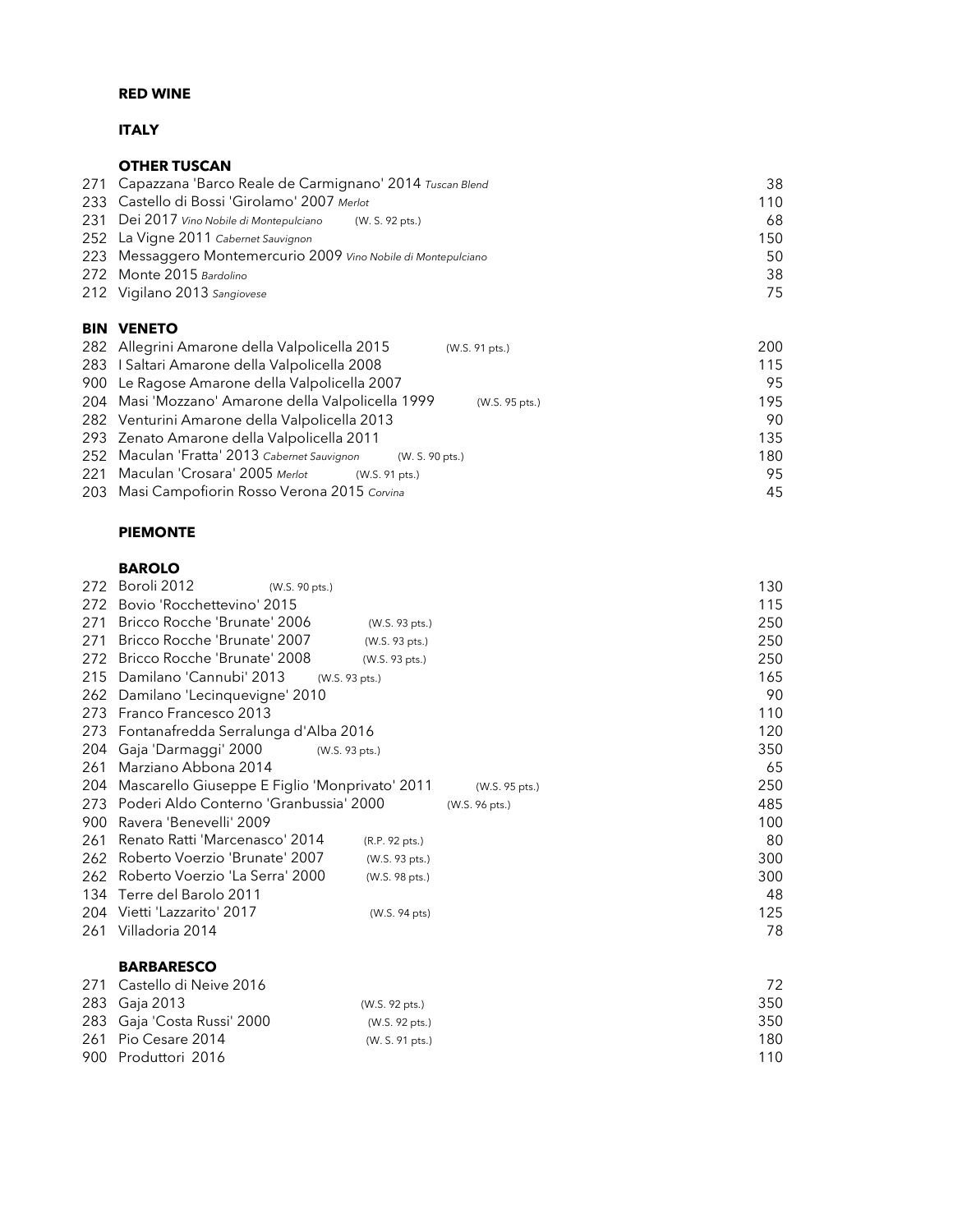## RED WINE

### ITALY

#### OTHER TUSCAN

| | | | |
|---|---|---|---|
| 271 | Capazzana 'Barco Reale de Carmignano' 2014 *Tuscan Blend* | | 38 |
| 233 | Castello di Bossi 'Girolamo' 2007 *Merlot* | | 110 |
| 231 | Dei 2017 *Vino Nobile di Montepulciano* | (W. S. 92 pts.) | 68 |
| 252 | La Vigne 2011 *Cabernet Sauvignon* | | 150 |
| 223 | Messaggero Montemercurio 2009 *Vino Nobile di Montepulciano* | | 50 |
| 272 | Monte 2015 *Bardolino* | | 38 |
| 212 | Vigilano 2013 *Sangiovese* | | 75 |

#### BIN VENETO

| | | | |
|---|---|---|---|
| 282 | Allegrini Amarone della Valpolicella 2015 | (W.S. 91 pts.) | 200 |
| 283 | I Saltari Amarone della Valpolicella 2008 | | 115 |
| 900 | Le Ragose Amarone della Valpolicella 2007 | | 95 |
| 204 | Masi 'Mozzano' Amarone della Valpolicella 1999 | (W.S. 95 pts.) | 195 |
| 282 | Venturini Amarone della Valpolicella 2013 | | 90 |
| 293 | Zenato Amarone della Valpolicella 2011 | | 135 |
| 252 | Maculan 'Fratta' 2013 *Cabernet Sauvignon* | (W. S. 90 pts.) | 180 |
| 221 | Maculan 'Crosara' 2005 *Merlot* | (W.S. 91 pts.) | 95 |
| 203 | Masi Campofiorin Rosso Verona 2015 *Corvina* | | 45 |

### PIEMONTE

#### BAROLO

| | | | |
|---|---|---|---|
| 272 | Boroli 2012 | (W.S. 90 pts.) | 130 |
| 272 | Bovio 'Rocchettevino' 2015 | | 115 |
| 271 | Bricco Rocche 'Brunate' 2006 | (W.S. 93 pts.) | 250 |
| 271 | Bricco Rocche 'Brunate' 2007 | (W.S. 93 pts.) | 250 |
| 272 | Bricco Rocche 'Brunate' 2008 | (W.S. 93 pts.) | 250 |
| 215 | Damilano 'Cannubi' 2013 | (W.S. 93 pts.) | 165 |
| 262 | Damilano 'Lecinquevigne' 2010 | | 90 |
| 273 | Franco Francesco 2013 | | 110 |
| 273 | Fontanafredda Serralunga d'Alba 2016 | | 120 |
| 204 | Gaja 'Darmaggi' 2000 | (W.S. 93 pts.) | 350 |
| 261 | Marziano Abbona 2014 | | 65 |
| 204 | Mascarello Giuseppe E Figlio 'Monprivato' 2011 | (W.S. 95 pts.) | 250 |
| 273 | Poderi Aldo Conterno 'Granbussia' 2000 | (W.S. 96 pts.) | 485 |
| 900 | Ravera 'Benevelli' 2009 | | 100 |
| 261 | Renato Ratti 'Marcenasco' 2014 | (R.P. 92 pts.) | 80 |
| 262 | Roberto Voerzio 'Brunate' 2007 | (W.S. 93 pts.) | 300 |
| 262 | Roberto Voerzio 'La Serra' 2000 | (W.S. 98 pts.) | 300 |
| 134 | Terre del Barolo 2011 | | 48 |
| 204 | Vietti 'Lazzarito' 2017 | (W.S. 94 pts) | 125 |
| 261 | Villadoria 2014 | | 78 |

#### BARBARESCO

| | | | |
|---|---|---|---|
| 271 | Castello di Neive 2016 | | 72 |
| 283 | Gaja 2013 | (W.S. 92 pts.) | 350 |
| 283 | Gaja 'Costa Russi' 2000 | (W.S. 92 pts.) | 350 |
| 261 | Pio Cesare 2014 | (W. S. 91 pts.) | 180 |
| 900 | Produttori 2016 | | 110 |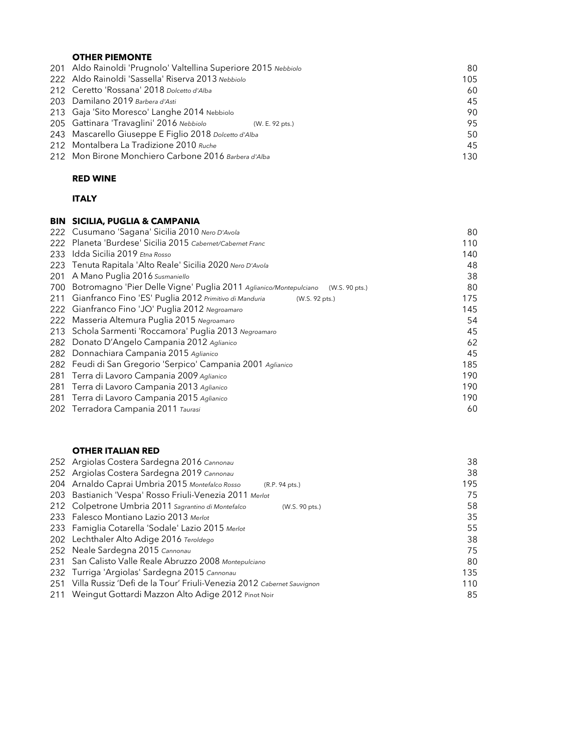### OTHER PIEMONTE

| | | |
|---|---|---|
| 201 | Aldo Rainoldi 'Prugnolo' Valtellina Superiore 2015 *Nebbiolo* | 80 |
| 222 | Aldo Rainoldi 'Sassella' Riserva 2013 *Nebbiolo* | 105 |
| 212 | Ceretto 'Rossana' 2018 *Dolcetto d'Alba* | 60 |
| 203 | Damilano 2019 *Barbera d'Asti* | 45 |
| 213 | Gaja 'Sito Moresco' Langhe 2014 Nebbiolo | 90 |
| 205 | Gattinara 'Travaglini' 2016 *Nebbiolo* (W. E. 92 pts.) | 95 |
| 243 | Mascarello Giuseppe E Figlio 2018 *Dolcetto d'Alba* | 50 |
| 212 | Montalbera La Tradizione 2010 *Ruche* | 45 |
| 212 | Mon Birone Monchiero Carbone 2016 *Barbera d'Alba* | 130 |

## RED WINE

## ITALY

| BIN | SICILIA, PUGLIA & CAMPANIA | |
|---|---|---|
| 222 | Cusumano 'Sagana' Sicilia 2010 *Nero D'Avola* | 80 |
| 222 | Planeta 'Burdese' Sicilia 2015 *Cabernet/Cabernet Franc* | 110 |
| 233 | Idda Sicilia 2019 *Etna Rosso* | 140 |
| 223 | Tenuta Rapitala 'Alto Reale' Sicilia 2020 *Nero D'Avola* | 48 |
| 201 | A Mano Puglia 2016 *Susmaniello* | 38 |
| 700 | Botromagno 'Pier Delle Vigne' Puglia 2011 *Aglianico/Montepulciano* (W.S. 90 pts.) | 80 |
| 211 | Gianfranco Fino 'ES' Puglia 2012 *Primitivo di Manduria* (W.S. 92 pts.) | 175 |
| 222 | Gianfranco Fino 'JO' Puglia 2012 *Negroamaro* | 145 |
| 222 | Masseria Altemura Puglia 2015 *Negroamaro* | 54 |
| 213 | Schola Sarmenti 'Roccamora' Puglia 2013 *Negroamaro* | 45 |
| 282 | Donato D'Angelo Campania 2012 *Aglianico* | 62 |
| 282 | Donnachiara Campania 2015 *Aglianico* | 45 |
| 282 | Feudi di San Gregorio 'Serpico' Campania 2001 *Aglianico* | 185 |
| 281 | Terra di Lavoro Campania 2009 *Aglianico* | 190 |
| 281 | Terra di Lavoro Campania 2013 *Aglianico* | 190 |
| 281 | Terra di Lavoro Campania 2015 *Aglianico* | 190 |
| 202 | Terradora Campania 2011 *Taurasi* | 60 |

### OTHER ITALIAN RED

| | | |
|---|---|---|
| 252 | Argiolas Costera Sardegna 2016 *Cannonau* | 38 |
| 252 | Argiolas Costera Sardegna 2019 *Cannonau* | 38 |
| 204 | Arnaldo Caprai Umbria 2015 *Montefalco Rosso* (R.P. 94 pts.) | 195 |
| 203 | Bastianich 'Vespa' Rosso Friuli-Venezia 2011 *Merlot* | 75 |
| 212 | Colpetrone Umbria 2011 *Sagrantino di Montefalco* (W.S. 90 pts.) | 58 |
| 233 | Falesco Montiano Lazio 2013 *Merlot* | 35 |
| 233 | Famiglia Cotarella 'Sodale' Lazio 2015 *Merlot* | 55 |
| 202 | Lechthaler Alto Adige 2016 *Teroldego* | 38 |
| 252 | Neale Sardegna 2015 *Cannonau* | 75 |
| 231 | San Calisto Valle Reale Abruzzo 2008 *Montepulciano* | 80 |
| 232 | Turriga 'Argiolas' Sardegna 2015 *Cannonau* | 135 |
| 251 | Villa Russiz 'Defi de la Tour' Friuli-Venezia 2012 *Cabernet Sauvignon* | 110 |
| 211 | Weingut Gottardi Mazzon Alto Adige 2012 Pinot Noir | 85 |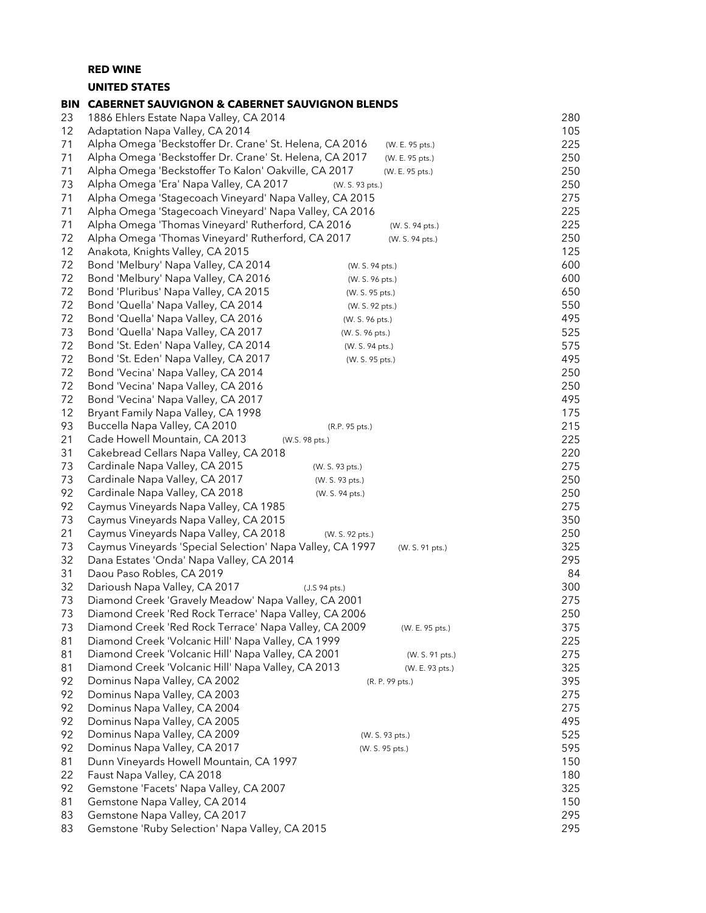**RED WINE**

**UNITED STATES**

| BIN | CABERNET SAUVIGNON & CABERNET SAUVIGNON BLENDS | | |
|---|---|---|---|
| 23 | 1886 Ehlers Estate Napa Valley, CA 2014 | | 280 |
| 12 | Adaptation Napa Valley, CA 2014 | | 105 |
| 71 | Alpha Omega 'Beckstoffer Dr. Crane' St. Helena, CA 2016 | (W. E. 95 pts.) | 225 |
| 71 | Alpha Omega 'Beckstoffer Dr. Crane' St. Helena, CA 2017 | (W. E. 95 pts.) | 250 |
| 71 | Alpha Omega 'Beckstoffer To Kalon' Oakville, CA 2017 | (W. E. 95 pts.) | 250 |
| 73 | Alpha Omega 'Era' Napa Valley, CA 2017 | (W. S. 93 pts.) | 250 |
| 71 | Alpha Omega 'Stagecoach Vineyard' Napa Valley, CA 2015 | | 275 |
| 71 | Alpha Omega 'Stagecoach Vineyard' Napa Valley, CA 2016 | | 225 |
| 71 | Alpha Omega 'Thomas Vineyard' Rutherford, CA 2016 | (W. S. 94 pts.) | 225 |
| 72 | Alpha Omega 'Thomas Vineyard' Rutherford, CA 2017 | (W. S. 94 pts.) | 250 |
| 12 | Anakota, Knights Valley, CA 2015 | | 125 |
| 72 | Bond 'Melbury' Napa Valley, CA 2014 | (W. S. 94 pts.) | 600 |
| 72 | Bond 'Melbury' Napa Valley, CA 2016 | (W. S. 96 pts.) | 600 |
| 72 | Bond 'Pluribus' Napa Valley, CA 2015 | (W. S. 95 pts.) | 650 |
| 72 | Bond 'Quella' Napa Valley, CA 2014 | (W. S. 92 pts.) | 550 |
| 72 | Bond 'Quella' Napa Valley, CA 2016 | (W. S. 96 pts.) | 495 |
| 73 | Bond 'Quella' Napa Valley, CA 2017 | (W. S. 96 pts.) | 525 |
| 72 | Bond 'St. Eden' Napa Valley, CA 2014 | (W. S. 94 pts.) | 575 |
| 72 | Bond 'St. Eden' Napa Valley, CA 2017 | (W. S. 95 pts.) | 495 |
| 72 | Bond 'Vecina' Napa Valley, CA 2014 | | 250 |
| 72 | Bond 'Vecina' Napa Valley, CA 2016 | | 250 |
| 72 | Bond 'Vecina' Napa Valley, CA 2017 | | 495 |
| 12 | Bryant Family Napa Valley, CA 1998 | | 175 |
| 93 | Buccella Napa Valley, CA 2010 | (R.P. 95 pts.) | 215 |
| 21 | Cade Howell Mountain, CA 2013 | (W.S. 98 pts.) | 225 |
| 31 | Cakebread Cellars Napa Valley, CA 2018 | | 220 |
| 73 | Cardinale Napa Valley, CA 2015 | (W. S. 93 pts.) | 275 |
| 73 | Cardinale Napa Valley, CA 2017 | (W. S. 93 pts.) | 250 |
| 92 | Cardinale Napa Valley, CA 2018 | (W. S. 94 pts.) | 250 |
| 92 | Caymus Vineyards Napa Valley, CA 1985 | | 275 |
| 73 | Caymus Vineyards Napa Valley, CA 2015 | | 350 |
| 21 | Caymus Vineyards Napa Valley, CA 2018 | (W. S. 92 pts.) | 250 |
| 73 | Caymus Vineyards 'Special Selection' Napa Valley, CA 1997 | (W. S. 91 pts.) | 325 |
| 32 | Dana Estates 'Onda' Napa Valley, CA 2014 | | 295 |
| 31 | Daou Paso Robles, CA 2019 | | 84 |
| 32 | Darioush Napa Valley, CA 2017 | (J.S 94 pts.) | 300 |
| 73 | Diamond Creek 'Gravely Meadow' Napa Valley, CA 2001 | | 275 |
| 73 | Diamond Creek 'Red Rock Terrace' Napa Valley, CA 2006 | | 250 |
| 73 | Diamond Creek 'Red Rock Terrace' Napa Valley, CA 2009 | (W. E. 95 pts.) | 375 |
| 81 | Diamond Creek 'Volcanic Hill' Napa Valley, CA 1999 | | 225 |
| 81 | Diamond Creek 'Volcanic Hill' Napa Valley, CA 2001 | (W. S. 91 pts.) | 275 |
| 81 | Diamond Creek 'Volcanic Hill' Napa Valley, CA 2013 | (W. E. 93 pts.) | 325 |
| 92 | Dominus Napa Valley, CA 2002 | (R. P. 99 pts.) | 395 |
| 92 | Dominus Napa Valley, CA 2003 | | 275 |
| 92 | Dominus Napa Valley, CA 2004 | | 275 |
| 92 | Dominus Napa Valley, CA 2005 | | 495 |
| 92 | Dominus Napa Valley, CA 2009 | (W. S. 93 pts.) | 525 |
| 92 | Dominus Napa Valley, CA 2017 | (W. S. 95 pts.) | 595 |
| 81 | Dunn Vineyards Howell Mountain, CA 1997 | | 150 |
| 22 | Faust Napa Valley, CA 2018 | | 180 |
| 92 | Gemstone 'Facets' Napa Valley, CA 2007 | | 325 |
| 81 | Gemstone Napa Valley, CA 2014 | | 150 |
| 83 | Gemstone Napa Valley, CA 2017 | | 295 |
| 83 | Gemstone 'Ruby Selection' Napa Valley, CA 2015 | | 295 |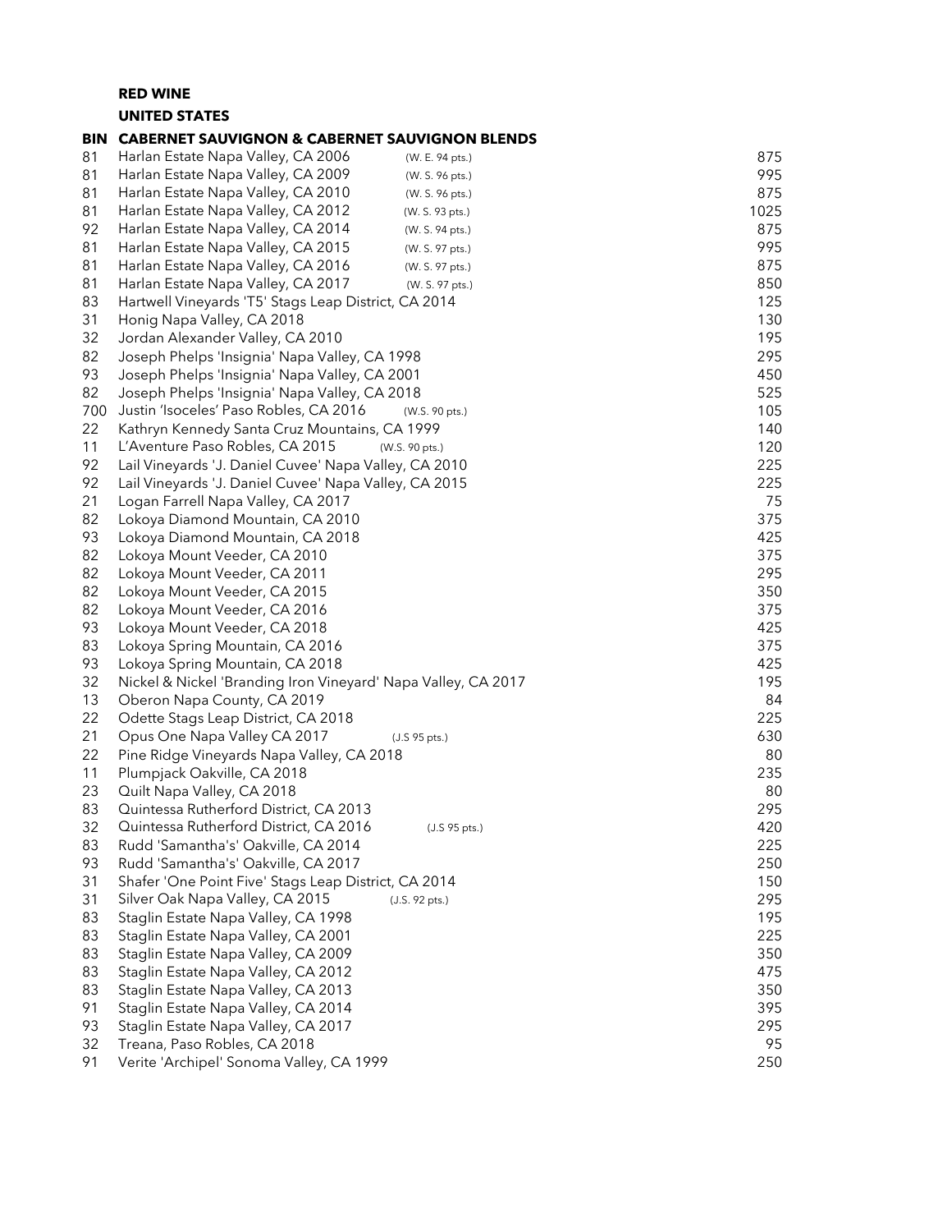**RED WINE**

**UNITED STATES**

| BIN | CABERNET SAUVIGNON & CABERNET SAUVIGNON BLENDS | | |
|---|---|---|---|
| 81 | Harlan Estate Napa Valley, CA 2006 | (W. E. 94 pts.) | 875 |
| 81 | Harlan Estate Napa Valley, CA 2009 | (W. S. 96 pts.) | 995 |
| 81 | Harlan Estate Napa Valley, CA 2010 | (W. S. 96 pts.) | 875 |
| 81 | Harlan Estate Napa Valley, CA 2012 | (W. S. 93 pts.) | 1025 |
| 92 | Harlan Estate Napa Valley, CA 2014 | (W. S. 94 pts.) | 875 |
| 81 | Harlan Estate Napa Valley, CA 2015 | (W. S. 97 pts.) | 995 |
| 81 | Harlan Estate Napa Valley, CA 2016 | (W. S. 97 pts.) | 875 |
| 81 | Harlan Estate Napa Valley, CA 2017 | (W. S. 97 pts.) | 850 |
| 83 | Hartwell Vineyards 'T5' Stags Leap District, CA 2014 | | 125 |
| 31 | Honig Napa Valley, CA 2018 | | 130 |
| 32 | Jordan Alexander Valley, CA 2010 | | 195 |
| 82 | Joseph Phelps 'Insignia' Napa Valley, CA 1998 | | 295 |
| 93 | Joseph Phelps 'Insignia' Napa Valley, CA 2001 | | 450 |
| 82 | Joseph Phelps 'Insignia' Napa Valley, CA 2018 | | 525 |
| 700 | Justin 'Isoceles' Paso Robles, CA 2016 | (W.S. 90 pts.) | 105 |
| 22 | Kathryn Kennedy Santa Cruz Mountains, CA 1999 | | 140 |
| 11 | L'Aventure Paso Robles, CA 2015 | (W.S. 90 pts.) | 120 |
| 92 | Lail Vineyards 'J. Daniel Cuvee' Napa Valley, CA 2010 | | 225 |
| 92 | Lail Vineyards 'J. Daniel Cuvee' Napa Valley, CA 2015 | | 225 |
| 21 | Logan Farrell Napa Valley, CA 2017 | | 75 |
| 82 | Lokoya Diamond Mountain, CA 2010 | | 375 |
| 93 | Lokoya Diamond Mountain, CA 2018 | | 425 |
| 82 | Lokoya Mount Veeder, CA 2010 | | 375 |
| 82 | Lokoya Mount Veeder, CA 2011 | | 295 |
| 82 | Lokoya Mount Veeder, CA 2015 | | 350 |
| 82 | Lokoya Mount Veeder, CA 2016 | | 375 |
| 93 | Lokoya Mount Veeder, CA 2018 | | 425 |
| 83 | Lokoya Spring Mountain, CA 2016 | | 375 |
| 93 | Lokoya Spring Mountain, CA 2018 | | 425 |
| 32 | Nickel & Nickel 'Branding Iron Vineyard' Napa Valley, CA 2017 | | 195 |
| 13 | Oberon Napa County, CA 2019 | | 84 |
| 22 | Odette Stags Leap District, CA 2018 | | 225 |
| 21 | Opus One Napa Valley CA 2017 | (J.S 95 pts.) | 630 |
| 22 | Pine Ridge Vineyards Napa Valley, CA 2018 | | 80 |
| 11 | Plumpjack Oakville, CA 2018 | | 235 |
| 23 | Quilt Napa Valley, CA 2018 | | 80 |
| 83 | Quintessa Rutherford District, CA 2013 | | 295 |
| 32 | Quintessa Rutherford District, CA 2016 | (J.S 95 pts.) | 420 |
| 83 | Rudd 'Samantha's' Oakville, CA 2014 | | 225 |
| 93 | Rudd 'Samantha's' Oakville, CA 2017 | | 250 |
| 31 | Shafer 'One Point Five' Stags Leap District, CA 2014 | | 150 |
| 31 | Silver Oak Napa Valley, CA 2015 | (J.S. 92 pts.) | 295 |
| 83 | Staglin Estate Napa Valley, CA 1998 | | 195 |
| 83 | Staglin Estate Napa Valley, CA 2001 | | 225 |
| 83 | Staglin Estate Napa Valley, CA 2009 | | 350 |
| 83 | Staglin Estate Napa Valley, CA 2012 | | 475 |
| 83 | Staglin Estate Napa Valley, CA 2013 | | 350 |
| 91 | Staglin Estate Napa Valley, CA 2014 | | 395 |
| 93 | Staglin Estate Napa Valley, CA 2017 | | 295 |
| 32 | Treana, Paso Robles, CA 2018 | | 95 |
| 91 | Verite 'Archipel' Sonoma Valley, CA 1999 | | 250 |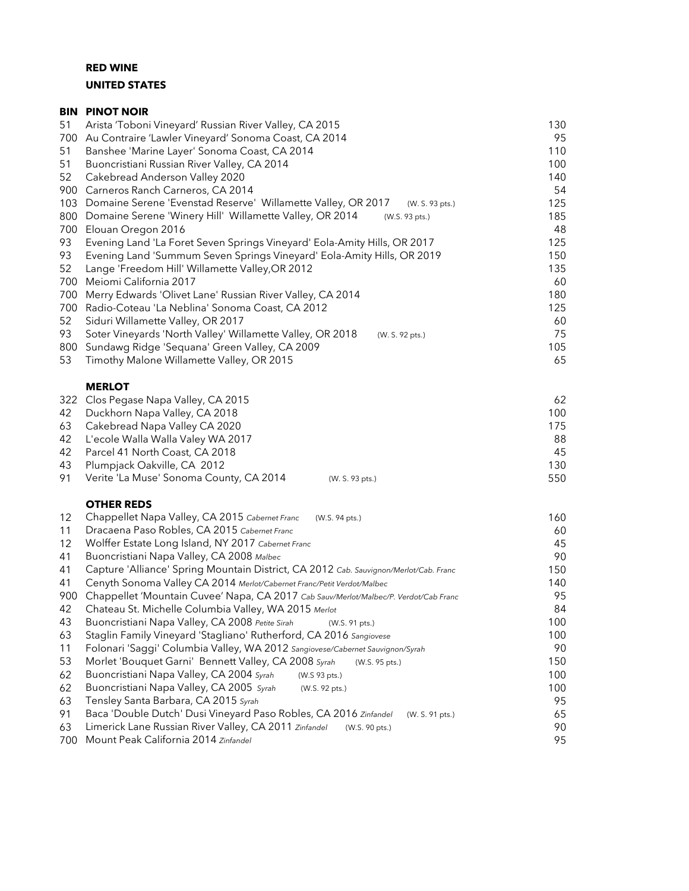**RED WINE**

**UNITED STATES**

| BIN | PINOT NOIR | |
|---|---|---|
| 51 | Arista 'Toboni Vineyard' Russian River Valley, CA 2015 | 130 |
| 700 | Au Contraire 'Lawler Vineyard' Sonoma Coast, CA 2014 | 95 |
| 51 | Banshee 'Marine Layer' Sonoma Coast, CA 2014 | 110 |
| 51 | Buoncristiani Russian River Valley, CA 2014 | 100 |
| 52 | Cakebread Anderson Valley 2020 | 140 |
| 900 | Carneros Ranch Carneros, CA 2014 | 54 |
| 103 | Domaine Serene 'Evenstad Reserve' Willamette Valley, OR 2017 (W. S. 93 pts.) | 125 |
| 800 | Domaine Serene 'Winery Hill' Willamette Valley, OR 2014 (W.S. 93 pts.) | 185 |
| 700 | Elouan Oregon 2016 | 48 |
| 93 | Evening Land 'La Foret Seven Springs Vineyard' Eola-Amity Hills, OR 2017 | 125 |
| 93 | Evening Land 'Summum Seven Springs Vineyard' Eola-Amity Hills, OR 2019 | 150 |
| 52 | Lange 'Freedom Hill' Willamette Valley,OR 2012 | 135 |
| 700 | Meiomi California 2017 | 60 |
| 700 | Merry Edwards 'Olivet Lane' Russian River Valley, CA 2014 | 180 |
| 700 | Radio-Coteau 'La Neblina' Sonoma Coast, CA 2012 | 125 |
| 52 | Siduri Willamette Valley, OR 2017 | 60 |
| 93 | Soter Vineyards 'North Valley' Willamette Valley, OR 2018 (W. S. 92 pts.) | 75 |
| 800 | Sundawg Ridge 'Sequana' Green Valley, CA 2009 | 105 |
| 53 | Timothy Malone Willamette Valley, OR 2015 | 65 |

| | **MERLOT** | |
|---|---|---|
| 322 | Clos Pegase Napa Valley, CA 2015 | 62 |
| 42 | Duckhorn Napa Valley, CA 2018 | 100 |
| 63 | Cakebread Napa Valley CA 2020 | 175 |
| 42 | L'ecole Walla Walla Valey WA 2017 | 88 |
| 42 | Parcel 41 North Coast, CA 2018 | 45 |
| 43 | Plumpjack Oakville, CA 2012 | 130 |
| 91 | Verite 'La Muse' Sonoma County, CA 2014 (W. S. 93 pts.) | 550 |

| | **OTHER REDS** | |
|---|---|---|
| 12 | Chappellet Napa Valley, CA 2015 *Cabernet Franc* (W.S. 94 pts.) | 160 |
| 11 | Dracaena Paso Robles, CA 2015 *Cabernet Franc* | 60 |
| 12 | Wolffer Estate Long Island, NY 2017 *Cabernet Franc* | 45 |
| 41 | Buoncristiani Napa Valley, CA 2008 *Malbec* | 90 |
| 41 | Capture 'Alliance' Spring Mountain District, CA 2012 *Cab. Sauvignon/Merlot/Cab. Franc* | 150 |
| 41 | Cenyth Sonoma Valley CA 2014 *Merlot/Cabernet Franc/Petit Verdot/Malbec* | 140 |
| 900 | Chappellet 'Mountain Cuvee' Napa, CA 2017 *Cab Sauv/Merlot/Malbec/P. Verdot/Cab Franc* | 95 |
| 42 | Chateau St. Michelle Columbia Valley, WA 2015 *Merlot* | 84 |
| 43 | Buoncristiani Napa Valley, CA 2008 *Petite Sirah* (W.S. 91 pts.) | 100 |
| 63 | Staglin Family Vineyard 'Stagliano' Rutherford, CA 2016 *Sangiovese* | 100 |
| 11 | Folonari 'Saggi' Columbia Valley, WA 2012 *Sangiovese/Cabernet Sauvignon/Syrah* | 90 |
| 53 | Morlet 'Bouquet Garni' Bennett Valley, CA 2008 *Syrah* (W.S. 95 pts.) | 150 |
| 62 | Buoncristiani Napa Valley, CA 2004 *Syrah* (W.S 93 pts.) | 100 |
| 62 | Buoncristiani Napa Valley, CA 2005 *Syrah* (W.S. 92 pts.) | 100 |
| 63 | Tensley Santa Barbara, CA 2015 *Syrah* | 95 |
| 91 | Baca 'Double Dutch' Dusi Vineyard Paso Robles, CA 2016 *Zinfandel* (W. S. 91 pts.) | 65 |
| 63 | Limerick Lane Russian River Valley, CA 2011 *Zinfandel* (W.S. 90 pts.) | 90 |
| 700 | Mount Peak California 2014 *Zinfandel* | 95 |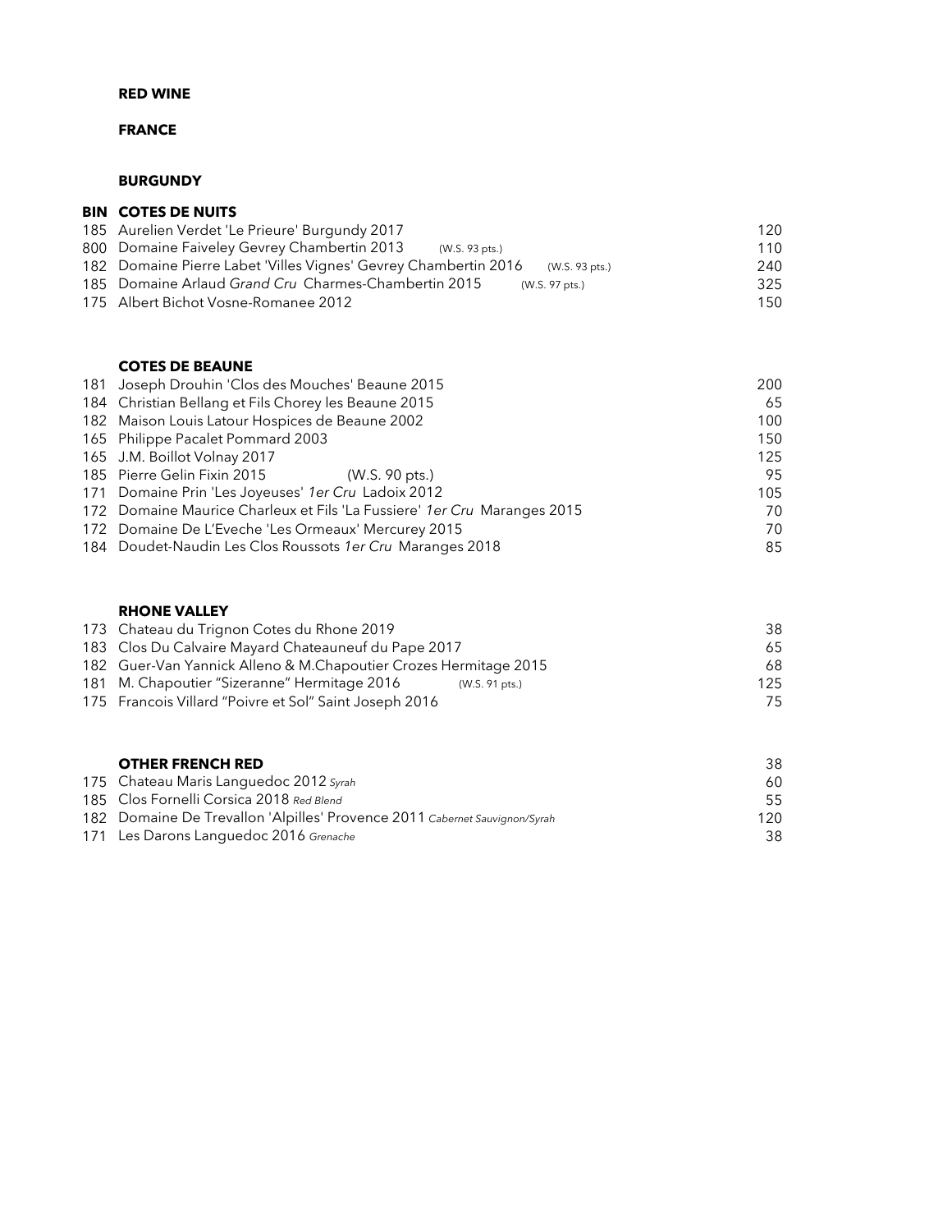**RED WINE**

**FRANCE**

**BURGUNDY**

| BIN | COTES DE NUITS | |
|---|---|---|
| 185 | Aurelien Verdet 'Le Prieure' Burgundy 2017 | 120 |
| 800 | Domaine Faiveley Gevrey Chambertin 2013 (W.S. 93 pts.) | 110 |
| 182 | Domaine Pierre Labet 'Villes Vignes' Gevrey Chambertin 2016 (W.S. 93 pts.) | 240 |
| 185 | Domaine Arlaud *Grand Cru* Charmes-Chambertin 2015 (W.S. 97 pts.) | 325 |
| 175 | Albert Bichot Vosne-Romanee 2012 | 150 |

**COTES DE BEAUNE**

| | | |
|---|---|---|
| 181 | Joseph Drouhin 'Clos des Mouches' Beaune 2015 | 200 |
| 184 | Christian Bellang et Fils Chorey les Beaune 2015 | 65 |
| 182 | Maison Louis Latour Hospices de Beaune 2002 | 100 |
| 165 | Philippe Pacalet Pommard 2003 | 150 |
| 165 | J.M. Boillot Volnay 2017 | 125 |
| 185 | Pierre Gelin Fixin 2015 (W.S. 90 pts.) | 95 |
| 171 | Domaine Prin 'Les Joyeuses' *1er Cru* Ladoix 2012 | 105 |
| 172 | Domaine Maurice Charleux et Fils 'La Fussiere' *1er Cru* Maranges 2015 | 70 |
| 172 | Domaine De L'Eveche 'Les Ormeaux' Mercurey 2015 | 70 |
| 184 | Doudet-Naudin Les Clos Roussots *1er Cru* Maranges 2018 | 85 |

**RHONE VALLEY**

| | | |
|---|---|---|
| 173 | Chateau du Trignon Cotes du Rhone 2019 | 38 |
| 183 | Clos Du Calvaire Mayard Chateauneuf du Pape 2017 | 65 |
| 182 | Guer-Van Yannick Alleno & M.Chapoutier Crozes Hermitage 2015 | 68 |
| 181 | M. Chapoutier "Sizeranne" Hermitage 2016 (W.S. 91 pts.) | 125 |
| 175 | Francois Villard "Poivre et Sol" Saint Joseph 2016 | 75 |

**OTHER FRENCH RED** 38

| | | |
|---|---|---|
| 175 | Chateau Maris Languedoc 2012 *Syrah* | 60 |
| 185 | Clos Fornelli Corsica 2018 *Red Blend* | 55 |
| 182 | Domaine De Trevallon 'Alpilles' Provence 2011 *Cabernet Sauvignon/Syrah* | 120 |
| 171 | Les Darons Languedoc 2016 *Grenache* | 38 |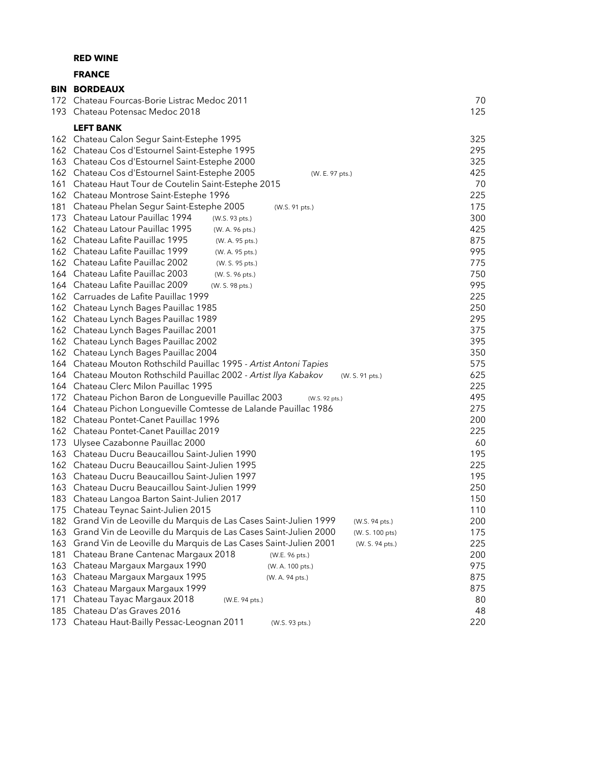**RED WINE**

**FRANCE**

| BIN | BORDEAUX | | |
|---|---|---|---|
| 172 | Chateau Fourcas-Borie Listrac Medoc 2011 | | 70 |
| 193 | Chateau Potensac Medoc 2018 | | 125 |
| | **LEFT BANK** | | |
| 162 | Chateau Calon Segur Saint-Estephe 1995 | | 325 |
| 162 | Chateau Cos d'Estournel Saint-Estephe 1995 | | 295 |
| 163 | Chateau Cos d'Estournel Saint-Estephe 2000 | | 325 |
| 162 | Chateau Cos d'Estournel Saint-Estephe 2005 | (W. E. 97 pts.) | 425 |
| 161 | Chateau Haut Tour de Coutelin Saint-Estephe 2015 | | 70 |
| 162 | Chateau Montrose Saint-Estephe 1996 | | 225 |
| 181 | Chateau Phelan Segur Saint-Estephe 2005 | (W.S. 91 pts.) | 175 |
| 173 | Chateau Latour Pauillac 1994 | (W.S. 93 pts.) | 300 |
| 162 | Chateau Latour Pauillac 1995 | (W. A. 96 pts.) | 425 |
| 162 | Chateau Lafite Pauillac 1995 | (W. A. 95 pts.) | 875 |
| 162 | Chateau Lafite Pauillac 1999 | (W. A. 95 pts.) | 995 |
| 162 | Chateau Lafite Pauillac 2002 | (W. S. 95 pts.) | 775 |
| 164 | Chateau Lafite Pauillac 2003 | (W. S. 96 pts.) | 750 |
| 164 | Chateau Lafite Pauillac 2009 | (W. S. 98 pts.) | 995 |
| 162 | Carruades de Lafite Pauillac 1999 | | 225 |
| 162 | Chateau Lynch Bages Pauillac 1985 | | 250 |
| 162 | Chateau Lynch Bages Pauillac 1989 | | 295 |
| 162 | Chateau Lynch Bages Pauillac 2001 | | 375 |
| 162 | Chateau Lynch Bages Pauillac 2002 | | 395 |
| 162 | Chateau Lynch Bages Pauillac 2004 | | 350 |
| 164 | Chateau Mouton Rothschild Pauillac 1995 - *Artist Antoni Tapies* | | 575 |
| 164 | Chateau Mouton Rothschild Pauillac 2002 - *Artist Ilya Kabakov* | (W. S. 91 pts.) | 625 |
| 164 | Chateau Clerc Milon Pauillac 1995 | | 225 |
| 172 | Chateau Pichon Baron de Longueville Pauillac 2003 | (W.S. 92 pts.) | 495 |
| 164 | Chateau Pichon Longueville Comtesse de Lalande Pauillac 1986 | | 275 |
| 182 | Chateau Pontet-Canet Pauillac 1996 | | 200 |
| 162 | Chateau Pontet-Canet Pauillac 2019 | | 225 |
| 173 | Ulysee Cazabonne Pauillac 2000 | | 60 |
| 163 | Chateau Ducru Beaucaillou Saint-Julien 1990 | | 195 |
| 162 | Chateau Ducru Beaucaillou Saint-Julien 1995 | | 225 |
| 163 | Chateau Ducru Beaucaillou Saint-Julien 1997 | | 195 |
| 163 | Chateau Ducru Beaucaillou Saint-Julien 1999 | | 250 |
| 183 | Chateau Langoa Barton Saint-Julien 2017 | | 150 |
| 175 | Chateau Teynac Saint-Julien 2015 | | 110 |
| 182 | Grand Vin de Leoville du Marquis de Las Cases Saint-Julien 1999 | (W.S. 94 pts.) | 200 |
| 163 | Grand Vin de Leoville du Marquis de Las Cases Saint-Julien 2000 | (W. S. 100 pts) | 175 |
| 163 | Grand Vin de Leoville du Marquis de Las Cases Saint-Julien 2001 | (W. S. 94 pts.) | 225 |
| 181 | Chateau Brane Cantenac Margaux 2018 | (W.E. 96 pts.) | 200 |
| 163 | Chateau Margaux Margaux 1990 | (W. A. 100 pts.) | 975 |
| 163 | Chateau Margaux Margaux 1995 | (W. A. 94 pts.) | 875 |
| 163 | Chateau Margaux Margaux 1999 | | 875 |
| 171 | Chateau Tayac Margaux 2018 | (W.E. 94 pts.) | 80 |
| 185 | Chateau D'as Graves 2016 | | 48 |
| 173 | Chateau Haut-Bailly Pessac-Leognan 2011 | (W.S. 93 pts.) | 220 |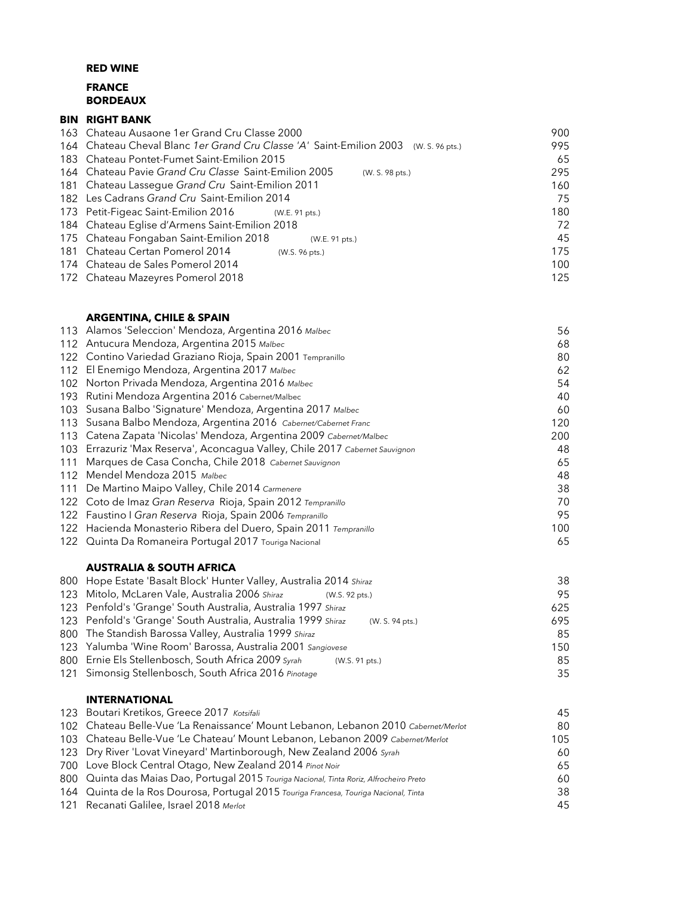## RED WINE

### FRANCE
### BORDEAUX

| BIN | RIGHT BANK | |
|---|---|---|
| 163 | Chateau Ausaone 1er Grand Cru Classe 2000 | 900 |
| 164 | Chateau Cheval Blanc *1er Grand Cru Classe 'A'* Saint-Emilion 2003 (W. S. 96 pts.) | 995 |
| 183 | Chateau Pontet-Fumet Saint-Emilion 2015 | 65 |
| 164 | Chateau Pavie *Grand Cru Classe* Saint-Emilion 2005 (W. S. 98 pts.) | 295 |
| 181 | Chateau Lassegue *Grand Cru* Saint-Emilion 2011 | 160 |
| 182 | Les Cadrans *Grand Cru* Saint-Emilion 2014 | 75 |
| 173 | Petit-Figeac Saint-Emilion 2016 (W.E. 91 pts.) | 180 |
| 184 | Chateau Eglise d'Armens Saint-Emilion 2018 | 72 |
| 175 | Chateau Fongaban Saint-Emilion 2018 (W.E. 91 pts.) | 45 |
| 181 | Chateau Certan Pomerol 2014 (W.S. 96 pts.) | 175 |
| 174 | Chateau de Sales Pomerol 2014 | 100 |
| 172 | Chateau Mazeyres Pomerol 2018 | 125 |

### ARGENTINA, CHILE & SPAIN

| | | |
|---|---|---|
| 113 | Alamos 'Seleccion' Mendoza, Argentina 2016 *Malbec* | 56 |
| 112 | Antucura Mendoza, Argentina 2015 *Malbec* | 68 |
| 122 | Contino Variedad Graziano Rioja, Spain 2001 Tempranillo | 80 |
| 112 | El Enemigo Mendoza, Argentina 2017 *Malbec* | 62 |
| 102 | Norton Privada Mendoza, Argentina 2016 *Malbec* | 54 |
| 193 | Rutini Mendoza Argentina 2016 Cabernet/Malbec | 40 |
| 103 | Susana Balbo 'Signature' Mendoza, Argentina 2017 *Malbec* | 60 |
| 113 | Susana Balbo Mendoza, Argentina 2016 *Cabernet/Cabernet Franc* | 120 |
| 113 | Catena Zapata 'Nicolas' Mendoza, Argentina 2009 *Cabernet/Malbec* | 200 |
| 103 | Errazuriz 'Max Reserva', Aconcagua Valley, Chile 2017 *Cabernet Sauvignon* | 48 |
| 111 | Marques de Casa Concha, Chile 2018 *Cabernet Sauvignon* | 65 |
| 112 | Mendel Mendoza 2015 *Malbec* | 48 |
| 111 | De Martino Maipo Valley, Chile 2014 *Carmenere* | 38 |
| 122 | Coto de Imaz *Gran Reserva* Rioja, Spain 2012 *Tempranillo* | 70 |
| 122 | Faustino I *Gran Reserva* Rioja, Spain 2006 *Tempranillo* | 95 |
| 122 | Hacienda Monasterio Ribera del Duero, Spain 2011 *Tempranillo* | 100 |
| 122 | Quinta Da Romaneira Portugal 2017 Touriga Nacional | 65 |

### AUSTRALIA & SOUTH AFRICA

| | | |
|---|---|---|
| 800 | Hope Estate 'Basalt Block' Hunter Valley, Australia 2014 *Shiraz* | 38 |
| 123 | Mitolo, McLaren Vale, Australia 2006 *Shiraz* (W.S. 92 pts.) | 95 |
| 123 | Penfold's 'Grange' South Australia, Australia 1997 *Shiraz* | 625 |
| 123 | Penfold's 'Grange' South Australia, Australia 1999 *Shiraz* (W. S. 94 pts.) | 695 |
| 800 | The Standish Barossa Valley, Australia 1999 *Shiraz* | 85 |
| 123 | Yalumba 'Wine Room' Barossa, Australia 2001 *Sangiovese* | 150 |
| 800 | Ernie Els Stellenbosch, South Africa 2009 *Syrah* (W.S. 91 pts.) | 85 |
| 121 | Simonsig Stellenbosch, South Africa 2016 *Pinotage* | 35 |

### INTERNATIONAL

| | | |
|---|---|---|
| 123 | Boutari Kretikos, Greece 2017 *Kotsifali* | 45 |
| 102 | Chateau Belle-Vue 'La Renaissance' Mount Lebanon, Lebanon 2010 *Cabernet/Merlot* | 80 |
| 103 | Chateau Belle-Vue 'Le Chateau' Mount Lebanon, Lebanon 2009 *Cabernet/Merlot* | 105 |
| 123 | Dry River 'Lovat Vineyard' Martinborough, New Zealand 2006 *Syrah* | 60 |
| 700 | Love Block Central Otago, New Zealand 2014 *Pinot Noir* | 65 |
| 800 | Quinta das Maias Dao, Portugal 2015 *Touriga Nacional, Tinta Roriz, Alfrocheiro Preto* | 60 |
| 164 | Quinta de la Ros Dourosa, Portugal 2015 *Touriga Francesa, Touriga Nacional, Tinta* | 38 |
| 121 | Recanati Galilee, Israel 2018 *Merlot* | 45 |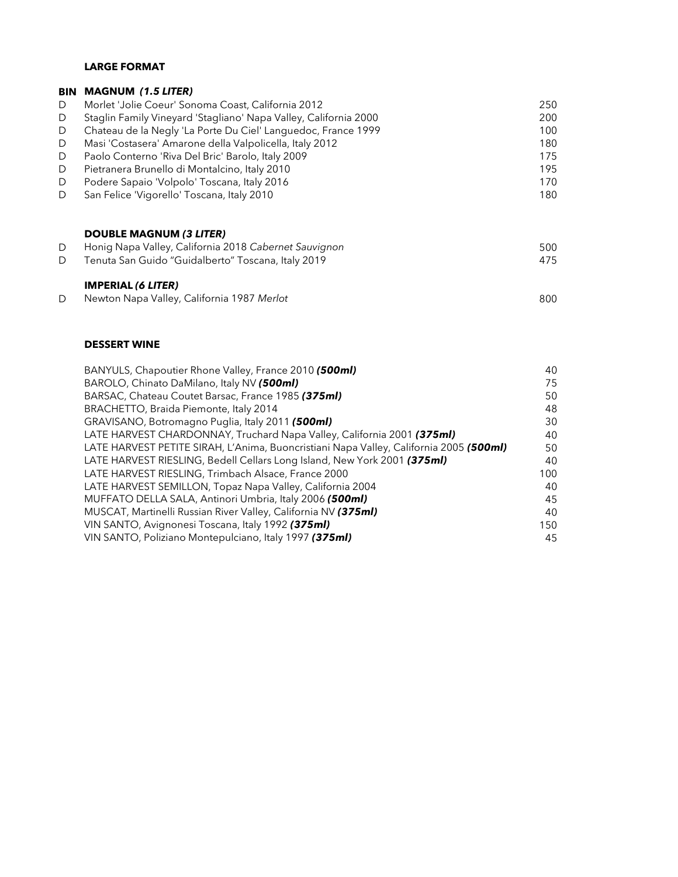## LARGE FORMAT

| BIN | MAGNUM *(1.5 LITER)* | |
|---|---|---|
| D | Morlet 'Jolie Coeur' Sonoma Coast, California 2012 | 250 |
| D | Staglin Family Vineyard 'Stagliano' Napa Valley, California 2000 | 200 |
| D | Chateau de la Negly 'La Porte Du Ciel' Languedoc, France 1999 | 100 |
| D | Masi 'Costasera' Amarone della Valpolicella, Italy 2012 | 180 |
| D | Paolo Conterno 'Riva Del Bric' Barolo, Italy 2009 | 175 |
| D | Pietranera Brunello di Montalcino, Italy 2010 | 195 |
| D | Podere Sapaio 'Volpolo' Toscana, Italy 2016 | 170 |
| D | San Felice 'Vigorello' Toscana, Italy 2010 | 180 |

**DOUBLE MAGNUM *(3 LITER)***

| | | |
|---|---|---|
| D | Honig Napa Valley, California 2018 *Cabernet Sauvignon* | 500 |
| D | Tenuta San Guido "Guidalberto" Toscana, Italy 2019 | 475 |

**IMPERIAL *(6 LITER)***

| | | |
|---|---|---|
| D | Newton Napa Valley, California 1987 *Merlot* | 800 |

## DESSERT WINE

| | |
|---|---|
| BANYULS, Chapoutier Rhone Valley, France 2010 ***(500ml)*** | 40 |
| BAROLO, Chinato DaMilano, Italy NV ***(500ml)*** | 75 |
| BARSAC, Chateau Coutet Barsac, France 1985 ***(375ml)*** | 50 |
| BRACHETTO, Braida Piemonte, Italy 2014 | 48 |
| GRAVISANO, Botromagno Puglia, Italy 2011 ***(500ml)*** | 30 |
| LATE HARVEST CHARDONNAY, Truchard Napa Valley, California 2001 ***(375ml)*** | 40 |
| LATE HARVEST PETITE SIRAH, L'Anima, Buoncristiani Napa Valley, California 2005 ***(500ml)*** | 50 |
| LATE HARVEST RIESLING, Bedell Cellars Long Island, New York 2001 ***(375ml)*** | 40 |
| LATE HARVEST RIESLING, Trimbach Alsace, France 2000 | 100 |
| LATE HARVEST SEMILLON, Topaz Napa Valley, California 2004 | 40 |
| MUFFATO DELLA SALA, Antinori Umbria, Italy 2006 ***(500ml)*** | 45 |
| MUSCAT, Martinelli Russian River Valley, California NV ***(375ml)*** | 40 |
| VIN SANTO, Avignonesi Toscana, Italy 1992 ***(375ml)*** | 150 |
| VIN SANTO, Poliziano Montepulciano, Italy 1997 ***(375ml)*** | 45 |